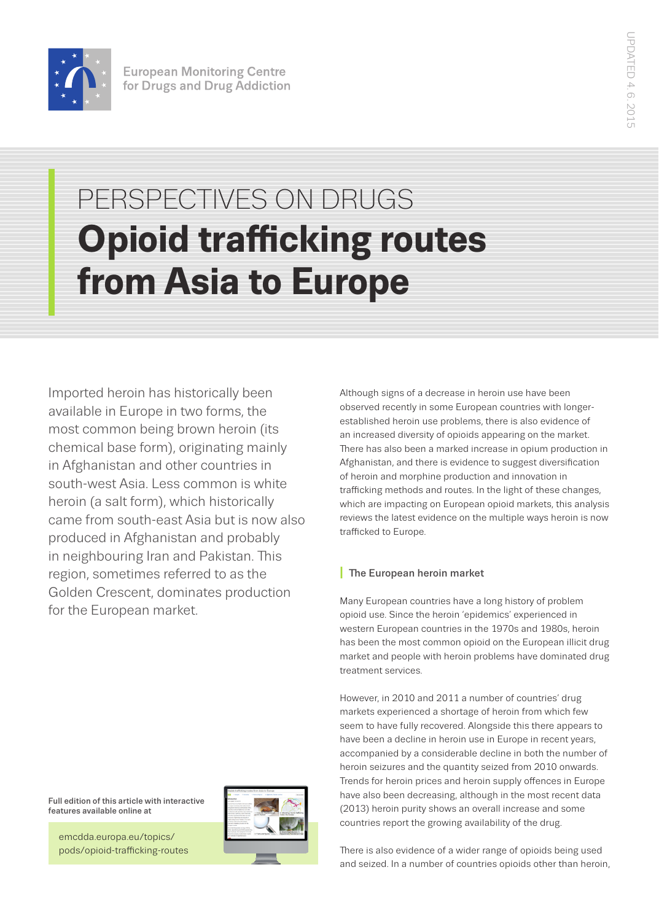European Monitoring Centre for Drugs and Drug Addiction

UPDATED 4. 6. 2015

PERSPECTIVES ON DRUGS

# Opioid trafficking routes from Asia to Europe

Imported heroin has historically been available in Europe in two forms, the most common being brown heroin (its chemical base form), originating mainly in Afghanistan and other countries in south-west Asia. Less common is white heroin (a salt form), which historically came from south-east Asia but is now also produced in Afghanistan and probably in neighbouring Iran and Pakistan. This region, sometimes referred to as the Golden Crescent, dominates production for the European market.

**Full edition of this article with interactive features available online at**

emcdda.europa.eu/topics/pods/opioid-trafficking-routes

Although signs of a decrease in heroin use have been observed recently in some European countries with longer-established heroin use problems, there is also evidence of an increased diversity of opioids appearing on the market. There has also been a marked increase in opium production in Afghanistan, and there is evidence to suggest diversification of heroin and morphine production and innovation in trafficking methods and routes. In the light of these changes, which are impacting on European opioid markets, this analysis reviews the latest evidence on the multiple ways heroin is now trafficked to Europe.

## The European heroin market

Many European countries have a long history of problem opioid use. Since the heroin 'epidemics' experienced in western European countries in the 1970s and 1980s, heroin has been the most common opioid on the European illicit drug market and people with heroin problems have dominated drug treatment services.

However, in 2010 and 2011 a number of countries' drug markets experienced a shortage of heroin from which few seem to have fully recovered. Alongside this there appears to have been a decline in heroin use in Europe in recent years, accompanied by a considerable decline in both the number of heroin seizures and the quantity seized from 2010 onwards. Trends for heroin prices and heroin supply offences in Europe have also been decreasing, although in the most recent data (2013) heroin purity shows an overall increase and some countries report the growing availability of the drug.

There is also evidence of a wider range of opioids being used and seized. In a number of countries opioids other than heroin,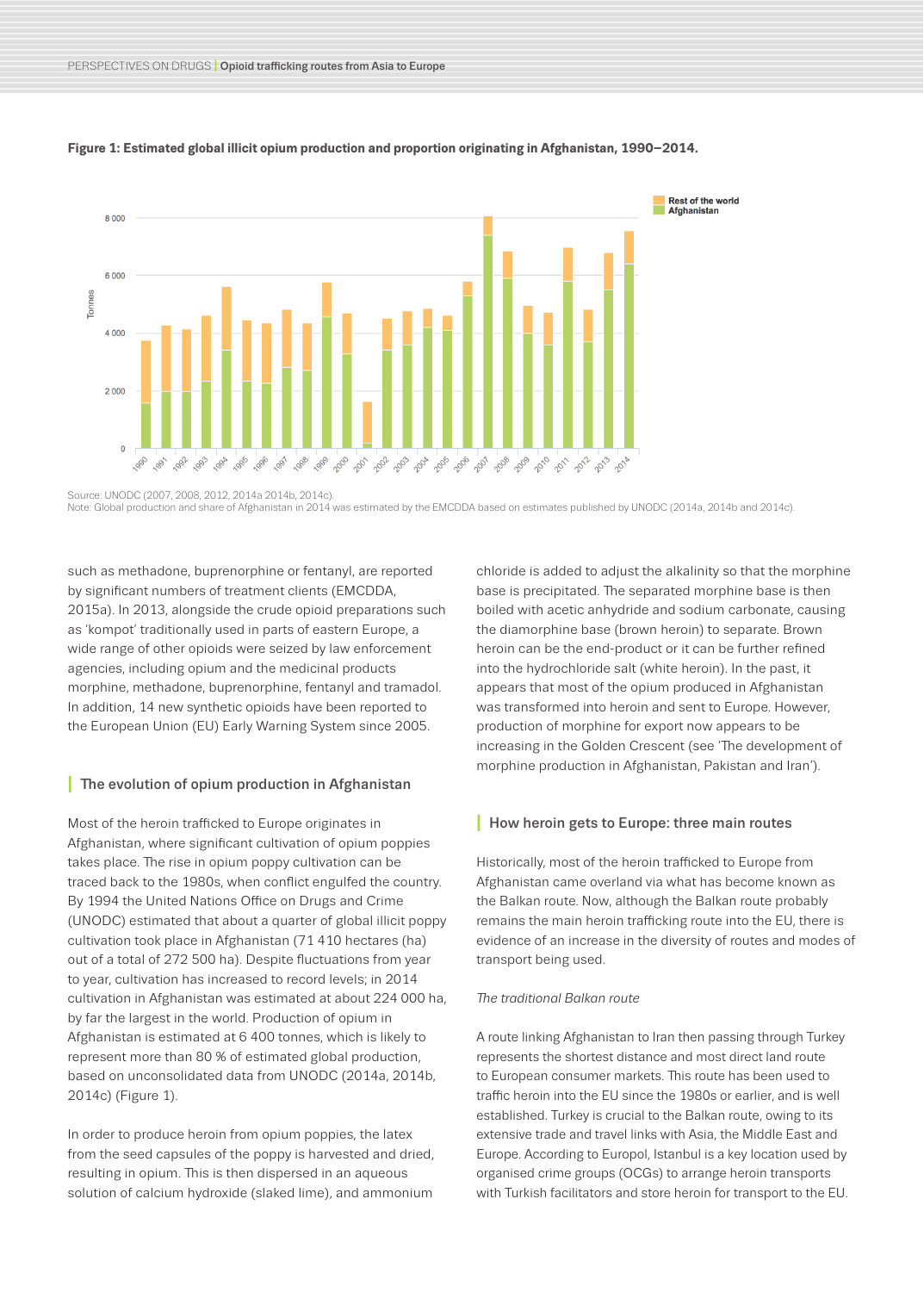**Figure 1: Estimated global illicit opium production and proportion originating in Afghanistan, 1990–2014.**

Source: UNODC (2007, 2008, 2012, 2014a 2014b, 2014c).
Note: Global production and share of Afghanistan in 2014 was estimated by the EMCDDA based on estimates published by UNODC (2014a, 2014b and 2014c).

such as methadone, buprenorphine or fentanyl, are reported by significant numbers of treatment clients (EMCDDA, 2015a). In 2013, alongside the crude opioid preparations such as 'kompot' traditionally used in parts of eastern Europe, a wide range of other opioids were seized by law enforcement agencies, including opium and the medicinal products morphine, methadone, buprenorphine, fentanyl and tramadol. In addition, 14 new synthetic opioids have been reported to the European Union (EU) Early Warning System since 2005.

## The evolution of opium production in Afghanistan

Most of the heroin trafficked to Europe originates in Afghanistan, where significant cultivation of opium poppies takes place. The rise in opium poppy cultivation can be traced back to the 1980s, when conflict engulfed the country. By 1994 the United Nations Office on Drugs and Crime (UNODC) estimated that about a quarter of global illicit poppy cultivation took place in Afghanistan (71 410 hectares (ha) out of a total of 272 500 ha). Despite fluctuations from year to year, cultivation has increased to record levels; in 2014 cultivation in Afghanistan was estimated at about 224 000 ha, by far the largest in the world. Production of opium in Afghanistan is estimated at 6 400 tonnes, which is likely to represent more than 80 % of estimated global production, based on unconsolidated data from UNODC (2014a, 2014b, 2014c) (Figure 1).

In order to produce heroin from opium poppies, the latex from the seed capsules of the poppy is harvested and dried, resulting in opium. This is then dispersed in an aqueous solution of calcium hydroxide (slaked lime), and ammonium chloride is added to adjust the alkalinity so that the morphine base is precipitated. The separated morphine base is then boiled with acetic anhydride and sodium carbonate, causing the diamorphine base (brown heroin) to separate. Brown heroin can be the end-product or it can be further refined into the hydrochloride salt (white heroin). In the past, it appears that most of the opium produced in Afghanistan was transformed into heroin and sent to Europe. However, production of morphine for export now appears to be increasing in the Golden Crescent (see 'The development of morphine production in Afghanistan, Pakistan and Iran').

## How heroin gets to Europe: three main routes

Historically, most of the heroin trafficked to Europe from Afghanistan came overland via what has become known as the Balkan route. Now, although the Balkan route probably remains the main heroin trafficking route into the EU, there is evidence of an increase in the diversity of routes and modes of transport being used.

*The traditional Balkan route*

A route linking Afghanistan to Iran then passing through Turkey represents the shortest distance and most direct land route to European consumer markets. This route has been used to traffic heroin into the EU since the 1980s or earlier, and is well established. Turkey is crucial to the Balkan route, owing to its extensive trade and travel links with Asia, the Middle East and Europe. According to Europol, Istanbul is a key location used by organised crime groups (OCGs) to arrange heroin transports with Turkish facilitators and store heroin for transport to the EU.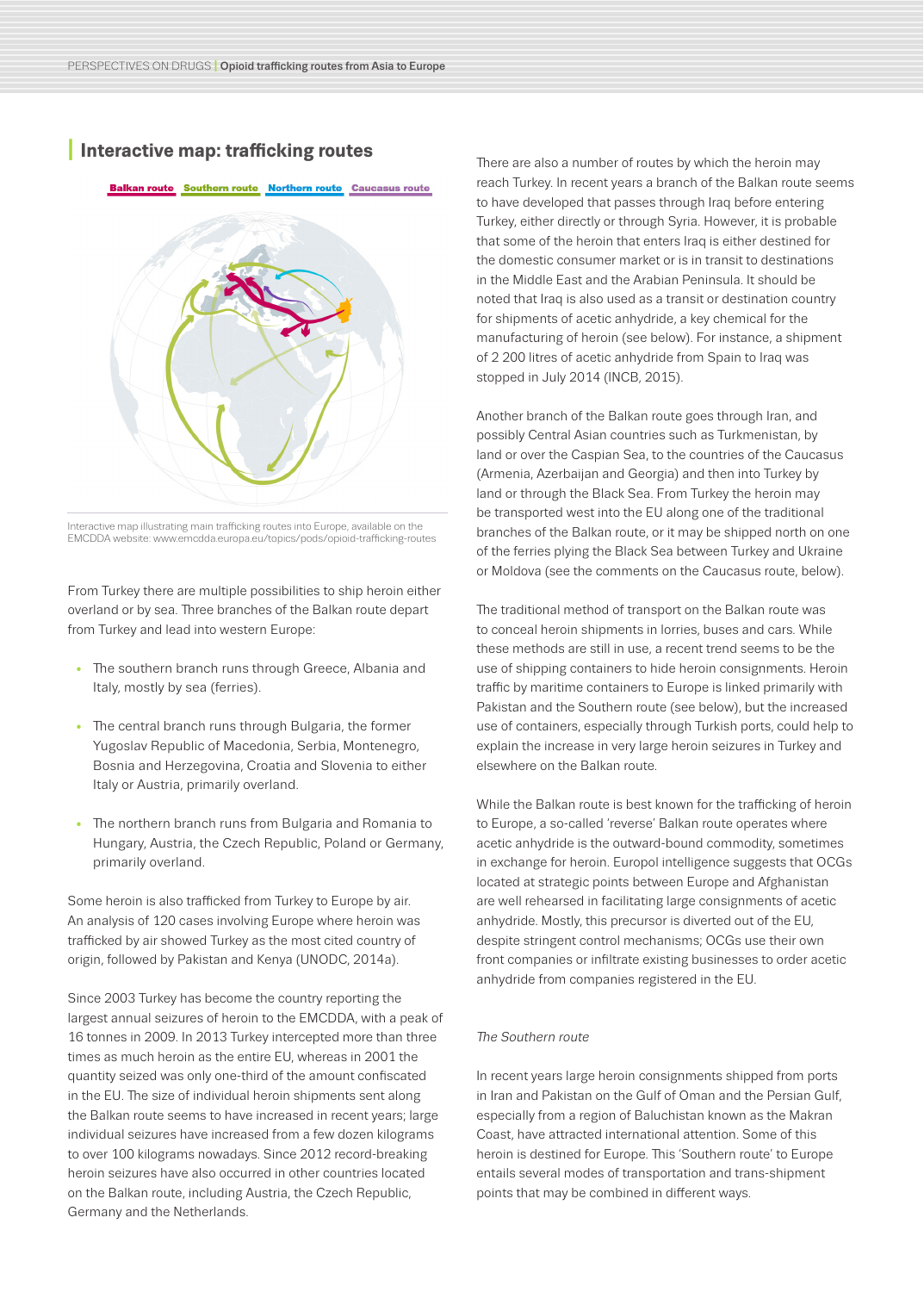## Interactive map: trafficking routes

Balkan route Southern route Northern route Caucasus route

Interactive map illustrating main trafficking routes into Europe, available on the EMCDDA website: www.emcdda.europa.eu/topics/pods/opioid-trafficking-routes

From Turkey there are multiple possibilities to ship heroin either overland or by sea. Three branches of the Balkan route depart from Turkey and lead into western Europe:

- The southern branch runs through Greece, Albania and Italy, mostly by sea (ferries).
- The central branch runs through Bulgaria, the former Yugoslav Republic of Macedonia, Serbia, Montenegro, Bosnia and Herzegovina, Croatia and Slovenia to either Italy or Austria, primarily overland.
- The northern branch runs from Bulgaria and Romania to Hungary, Austria, the Czech Republic, Poland or Germany, primarily overland.

Some heroin is also trafficked from Turkey to Europe by air. An analysis of 120 cases involving Europe where heroin was trafficked by air showed Turkey as the most cited country of origin, followed by Pakistan and Kenya (UNODC, 2014a).

Since 2003 Turkey has become the country reporting the largest annual seizures of heroin to the EMCDDA, with a peak of 16 tonnes in 2009. In 2013 Turkey intercepted more than three times as much heroin as the entire EU, whereas in 2001 the quantity seized was only one-third of the amount confiscated in the EU. The size of individual heroin shipments sent along the Balkan route seems to have increased in recent years; large individual seizures have increased from a few dozen kilograms to over 100 kilograms nowadays. Since 2012 record-breaking heroin seizures have also occurred in other countries located on the Balkan route, including Austria, the Czech Republic, Germany and the Netherlands.

There are also a number of routes by which the heroin may reach Turkey. In recent years a branch of the Balkan route seems to have developed that passes through Iraq before entering Turkey, either directly or through Syria. However, it is probable that some of the heroin that enters Iraq is either destined for the domestic consumer market or is in transit to destinations in the Middle East and the Arabian Peninsula. It should be noted that Iraq is also used as a transit or destination country for shipments of acetic anhydride, a key chemical for the manufacturing of heroin (see below). For instance, a shipment of 2 200 litres of acetic anhydride from Spain to Iraq was stopped in July 2014 (INCB, 2015).

Another branch of the Balkan route goes through Iran, and possibly Central Asian countries such as Turkmenistan, by land or over the Caspian Sea, to the countries of the Caucasus (Armenia, Azerbaijan and Georgia) and then into Turkey by land or through the Black Sea. From Turkey the heroin may be transported west into the EU along one of the traditional branches of the Balkan route, or it may be shipped north on one of the ferries plying the Black Sea between Turkey and Ukraine or Moldova (see the comments on the Caucasus route, below).

The traditional method of transport on the Balkan route was to conceal heroin shipments in lorries, buses and cars. While these methods are still in use, a recent trend seems to be the use of shipping containers to hide heroin consignments. Heroin traffic by maritime containers to Europe is linked primarily with Pakistan and the Southern route (see below), but the increased use of containers, especially through Turkish ports, could help to explain the increase in very large heroin seizures in Turkey and elsewhere on the Balkan route.

While the Balkan route is best known for the trafficking of heroin to Europe, a so-called 'reverse' Balkan route operates where acetic anhydride is the outward-bound commodity, sometimes in exchange for heroin. Europol intelligence suggests that OCGs located at strategic points between Europe and Afghanistan are well rehearsed in facilitating large consignments of acetic anhydride. Mostly, this precursor is diverted out of the EU, despite stringent control mechanisms; OCGs use their own front companies or infiltrate existing businesses to order acetic anhydride from companies registered in the EU.

### *The Southern route*

In recent years large heroin consignments shipped from ports in Iran and Pakistan on the Gulf of Oman and the Persian Gulf, especially from a region of Baluchistan known as the Makran Coast, have attracted international attention. Some of this heroin is destined for Europe. This 'Southern route' to Europe entails several modes of transportation and trans-shipment points that may be combined in different ways.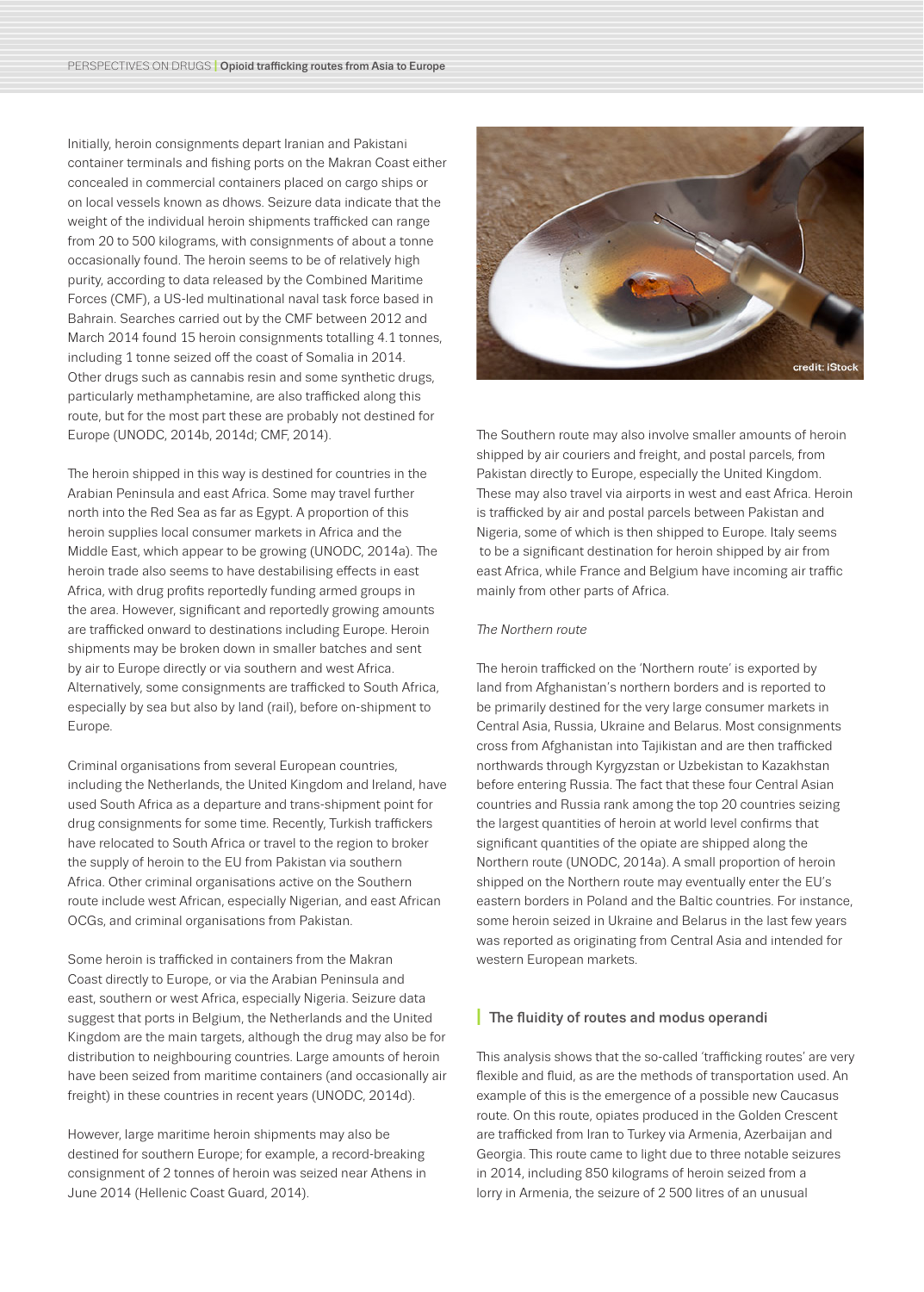Initially, heroin consignments depart Iranian and Pakistani container terminals and fishing ports on the Makran Coast either concealed in commercial containers placed on cargo ships or on local vessels known as dhows. Seizure data indicate that the weight of the individual heroin shipments trafficked can range from 20 to 500 kilograms, with consignments of about a tonne occasionally found. The heroin seems to be of relatively high purity, according to data released by the Combined Maritime Forces (CMF), a US-led multinational naval task force based in Bahrain. Searches carried out by the CMF between 2012 and March 2014 found 15 heroin consignments totalling 4.1 tonnes, including 1 tonne seized off the coast of Somalia in 2014. Other drugs such as cannabis resin and some synthetic drugs, particularly methamphetamine, are also trafficked along this route, but for the most part these are probably not destined for Europe (UNODC, 2014b, 2014d; CMF, 2014).

The heroin shipped in this way is destined for countries in the Arabian Peninsula and east Africa. Some may travel further north into the Red Sea as far as Egypt. A proportion of this heroin supplies local consumer markets in Africa and the Middle East, which appear to be growing (UNODC, 2014a). The heroin trade also seems to have destabilising effects in east Africa, with drug profits reportedly funding armed groups in the area. However, significant and reportedly growing amounts are trafficked onward to destinations including Europe. Heroin shipments may be broken down in smaller batches and sent by air to Europe directly or via southern and west Africa. Alternatively, some consignments are trafficked to South Africa, especially by sea but also by land (rail), before on-shipment to Europe.

Criminal organisations from several European countries, including the Netherlands, the United Kingdom and Ireland, have used South Africa as a departure and trans-shipment point for drug consignments for some time. Recently, Turkish traffickers have relocated to South Africa or travel to the region to broker the supply of heroin to the EU from Pakistan via southern Africa. Other criminal organisations active on the Southern route include west African, especially Nigerian, and east African OCGs, and criminal organisations from Pakistan.

Some heroin is trafficked in containers from the Makran Coast directly to Europe, or via the Arabian Peninsula and east, southern or west Africa, especially Nigeria. Seizure data suggest that ports in Belgium, the Netherlands and the United Kingdom are the main targets, although the drug may also be for distribution to neighbouring countries. Large amounts of heroin have been seized from maritime containers (and occasionally air freight) in these countries in recent years (UNODC, 2014d).

However, large maritime heroin shipments may also be destined for southern Europe; for example, a record-breaking consignment of 2 tonnes of heroin was seized near Athens in June 2014 (Hellenic Coast Guard, 2014).

credit: iStock

The Southern route may also involve smaller amounts of heroin shipped by air couriers and freight, and postal parcels, from Pakistan directly to Europe, especially the United Kingdom. These may also travel via airports in west and east Africa. Heroin is trafficked by air and postal parcels between Pakistan and Nigeria, some of which is then shipped to Europe. Italy seems to be a significant destination for heroin shipped by air from east Africa, while France and Belgium have incoming air traffic mainly from other parts of Africa.

*The Northern route*

The heroin trafficked on the 'Northern route' is exported by land from Afghanistan's northern borders and is reported to be primarily destined for the very large consumer markets in Central Asia, Russia, Ukraine and Belarus. Most consignments cross from Afghanistan into Tajikistan and are then trafficked northwards through Kyrgyzstan or Uzbekistan to Kazakhstan before entering Russia. The fact that these four Central Asian countries and Russia rank among the top 20 countries seizing the largest quantities of heroin at world level confirms that significant quantities of the opiate are shipped along the Northern route (UNODC, 2014a). A small proportion of heroin shipped on the Northern route may eventually enter the EU's eastern borders in Poland and the Baltic countries. For instance, some heroin seized in Ukraine and Belarus in the last few years was reported as originating from Central Asia and intended for western European markets.

## The fluidity of routes and modus operandi

This analysis shows that the so-called 'trafficking routes' are very flexible and fluid, as are the methods of transportation used. An example of this is the emergence of a possible new Caucasus route. On this route, opiates produced in the Golden Crescent are trafficked from Iran to Turkey via Armenia, Azerbaijan and Georgia. This route came to light due to three notable seizures in 2014, including 850 kilograms of heroin seized from a lorry in Armenia, the seizure of 2 500 litres of an unusual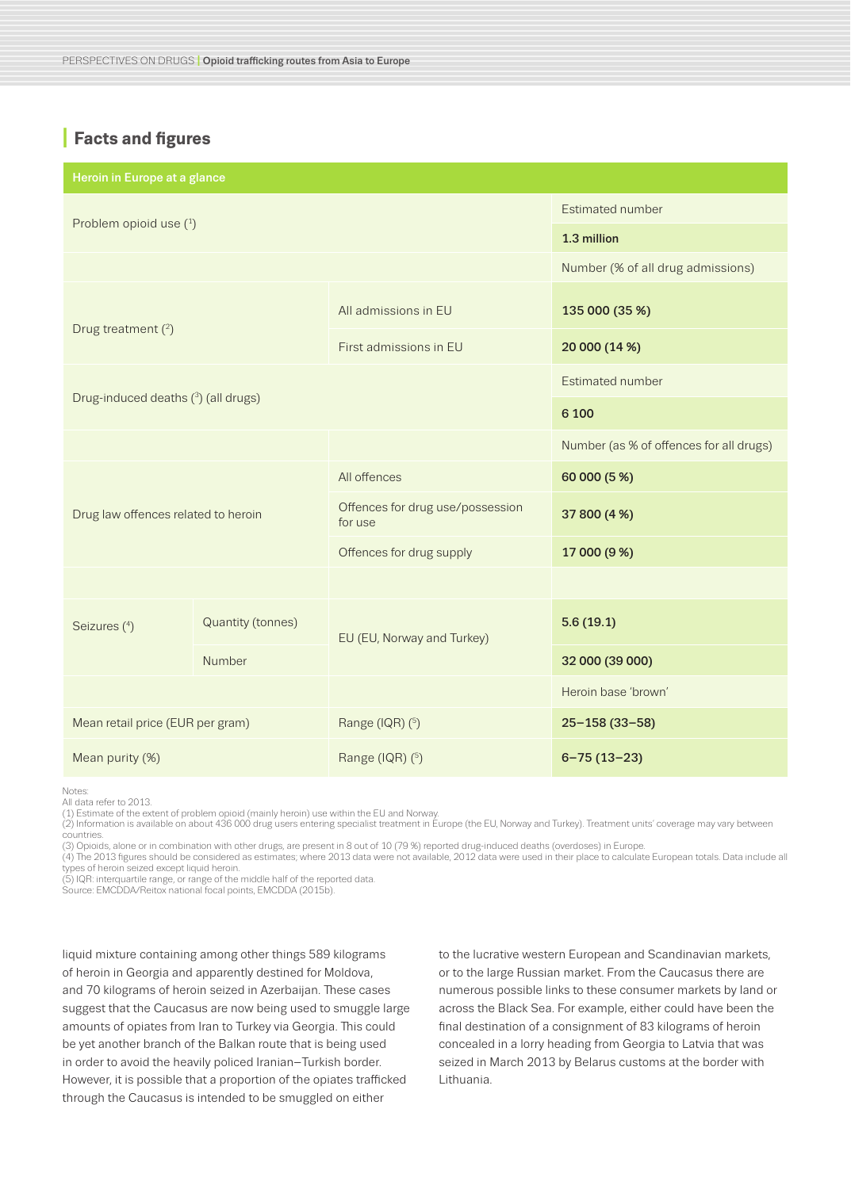## Facts and figures

| Heroin in Europe at a glance | | | |
|---|---|---|---|
| Problem opioid use [1] | | | Estimated number |
| | | | **1.3 million** |
| | | | Number (% of all drug admissions) |
| Drug treatment [2] | | All admissions in EU | **135 000 (35 %)** |
| | | First admissions in EU | **20 000 (14 %)** |
| Drug-induced deaths [3] (all drugs) | | | Estimated number |
| | | | **6 100** |
| | | | Number (as % of offences for all drugs) |
| Drug law offences related to heroin | | All offences | **60 000 (5 %)** |
| | | Offences for drug use/possession for use | **37 800 (4 %)** |
| | | Offences for drug supply | **17 000 (9 %)** |
| | | | |
| Seizures [4] | Quantity (tonnes) | EU (EU, Norway and Turkey) | **5.6 (19.1)** |
| | Number | | **32 000 (39 000)** |
| | | | Heroin base 'brown' |
| Mean retail price (EUR per gram) | | Range (IQR) [5] | **25–158 (33–58)** |
| Mean purity (%) | | Range (IQR) [5] | **6–75 (13–23)** |

Notes:
All data refer to 2013.
(1) Estimate of the extent of problem opioid (mainly heroin) use within the EU and Norway.
(2) Information is available on about 436 000 drug users entering specialist treatment in Europe (the EU, Norway and Turkey). Treatment units' coverage may vary between countries.
(3) Opioids, alone or in combination with other drugs, are present in 8 out of 10 (79 %) reported drug-induced deaths (overdoses) in Europe.
(4) The 2013 figures should be considered as estimates; where 2013 data were not available, 2012 data were used in their place to calculate European totals. Data include all types of heroin seized except liquid heroin.
(5) IQR: interquartile range, or range of the middle half of the reported data.
Source: EMCDDA/Reitox national focal points, EMCDDA (2015b).

liquid mixture containing among other things 589 kilograms of heroin in Georgia and apparently destined for Moldova, and 70 kilograms of heroin seized in Azerbaijan. These cases suggest that the Caucasus are now being used to smuggle large amounts of opiates from Iran to Turkey via Georgia. This could be yet another branch of the Balkan route that is being used in order to avoid the heavily policed Iranian–Turkish border. However, it is possible that a proportion of the opiates trafficked through the Caucasus is intended to be smuggled on either to the lucrative western European and Scandinavian markets, or to the large Russian market. From the Caucasus there are numerous possible links to these consumer markets by land or across the Black Sea. For example, either could have been the final destination of a consignment of 83 kilograms of heroin concealed in a lorry heading from Georgia to Latvia that was seized in March 2013 by Belarus customs at the border with Lithuania.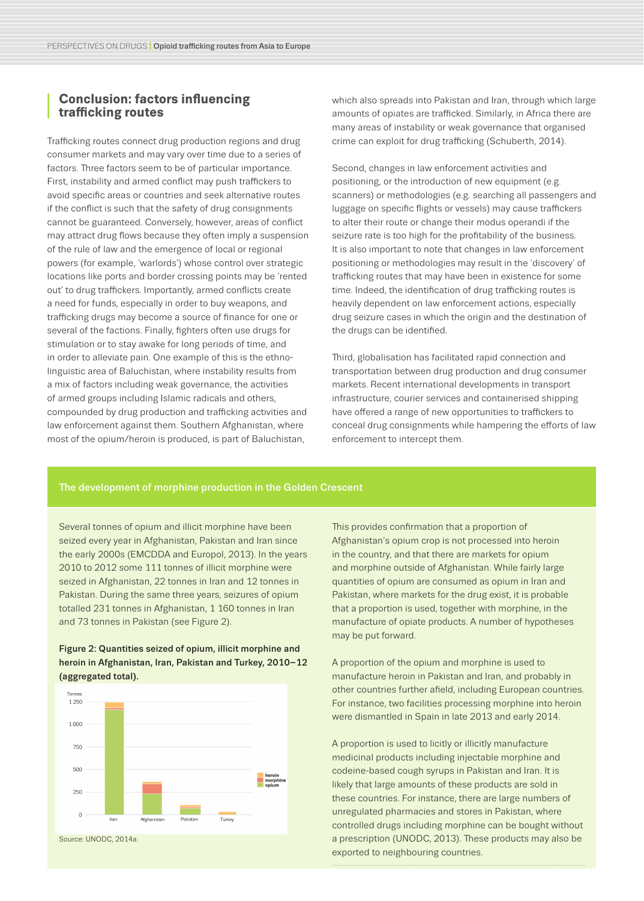## Conclusion: factors influencing trafficking routes

Trafficking routes connect drug production regions and drug consumer markets and may vary over time due to a series of factors. Three factors seem to be of particular importance. First, instability and armed conflict may push traffickers to avoid specific areas or countries and seek alternative routes if the conflict is such that the safety of drug consignments cannot be guaranteed. Conversely, however, areas of conflict may attract drug flows because they often imply a suspension of the rule of law and the emergence of local or regional powers (for example, 'warlords') whose control over strategic locations like ports and border crossing points may be 'rented out' to drug traffickers. Importantly, armed conflicts create a need for funds, especially in order to buy weapons, and trafficking drugs may become a source of finance for one or several of the factions. Finally, fighters often use drugs for stimulation or to stay awake for long periods of time, and in order to alleviate pain. One example of this is the ethno-linguistic area of Baluchistan, where instability results from a mix of factors including weak governance, the activities of armed groups including Islamic radicals and others, compounded by drug production and trafficking activities and law enforcement against them. Southern Afghanistan, where most of the opium/heroin is produced, is part of Baluchistan, which also spreads into Pakistan and Iran, through which large amounts of opiates are trafficked. Similarly, in Africa there are many areas of instability or weak governance that organised crime can exploit for drug trafficking (Schuberth, 2014).

Second, changes in law enforcement activities and positioning, or the introduction of new equipment (e.g. scanners) or methodologies (e.g. searching all passengers and luggage on specific flights or vessels) may cause traffickers to alter their route or change their modus operandi if the seizure rate is too high for the profitability of the business. It is also important to note that changes in law enforcement positioning or methodologies may result in the 'discovery' of trafficking routes that may have been in existence for some time. Indeed, the identification of drug trafficking routes is heavily dependent on law enforcement actions, especially drug seizure cases in which the origin and the destination of the drugs can be identified.

Third, globalisation has facilitated rapid connection and transportation between drug production and drug consumer markets. Recent international developments in transport infrastructure, courier services and containerised shipping have offered a range of new opportunities to traffickers to conceal drug consignments while hampering the efforts of law enforcement to intercept them.

### The development of morphine production in the Golden Crescent

Several tonnes of opium and illicit morphine have been seized every year in Afghanistan, Pakistan and Iran since the early 2000s (EMCDDA and Europol, 2013). In the years 2010 to 2012 some 111 tonnes of illicit morphine were seized in Afghanistan, 22 tonnes in Iran and 12 tonnes in Pakistan. During the same three years, seizures of opium totalled 231 tonnes in Afghanistan, 1 160 tonnes in Iran and 73 tonnes in Pakistan (see Figure 2).

**Figure 2: Quantities seized of opium, illicit morphine and heroin in Afghanistan, Iran, Pakistan and Turkey, 2010–12 (aggregated total).**

Source: UNODC, 2014a.

This provides confirmation that a proportion of Afghanistan's opium crop is not processed into heroin in the country, and that there are markets for opium and morphine outside of Afghanistan. While fairly large quantities of opium are consumed as opium in Iran and Pakistan, where markets for the drug exist, it is probable that a proportion is used, together with morphine, in the manufacture of opiate products. A number of hypotheses may be put forward.

A proportion of the opium and morphine is used to manufacture heroin in Pakistan and Iran, and probably in other countries further afield, including European countries. For instance, two facilities processing morphine into heroin were dismantled in Spain in late 2013 and early 2014.

A proportion is used to licitly or illicitly manufacture medicinal products including injectable morphine and codeine-based cough syrups in Pakistan and Iran. It is likely that large amounts of these products are sold in these countries. For instance, there are large numbers of unregulated pharmacies and stores in Pakistan, where controlled drugs including morphine can be bought without a prescription (UNODC, 2013). These products may also be exported to neighbouring countries.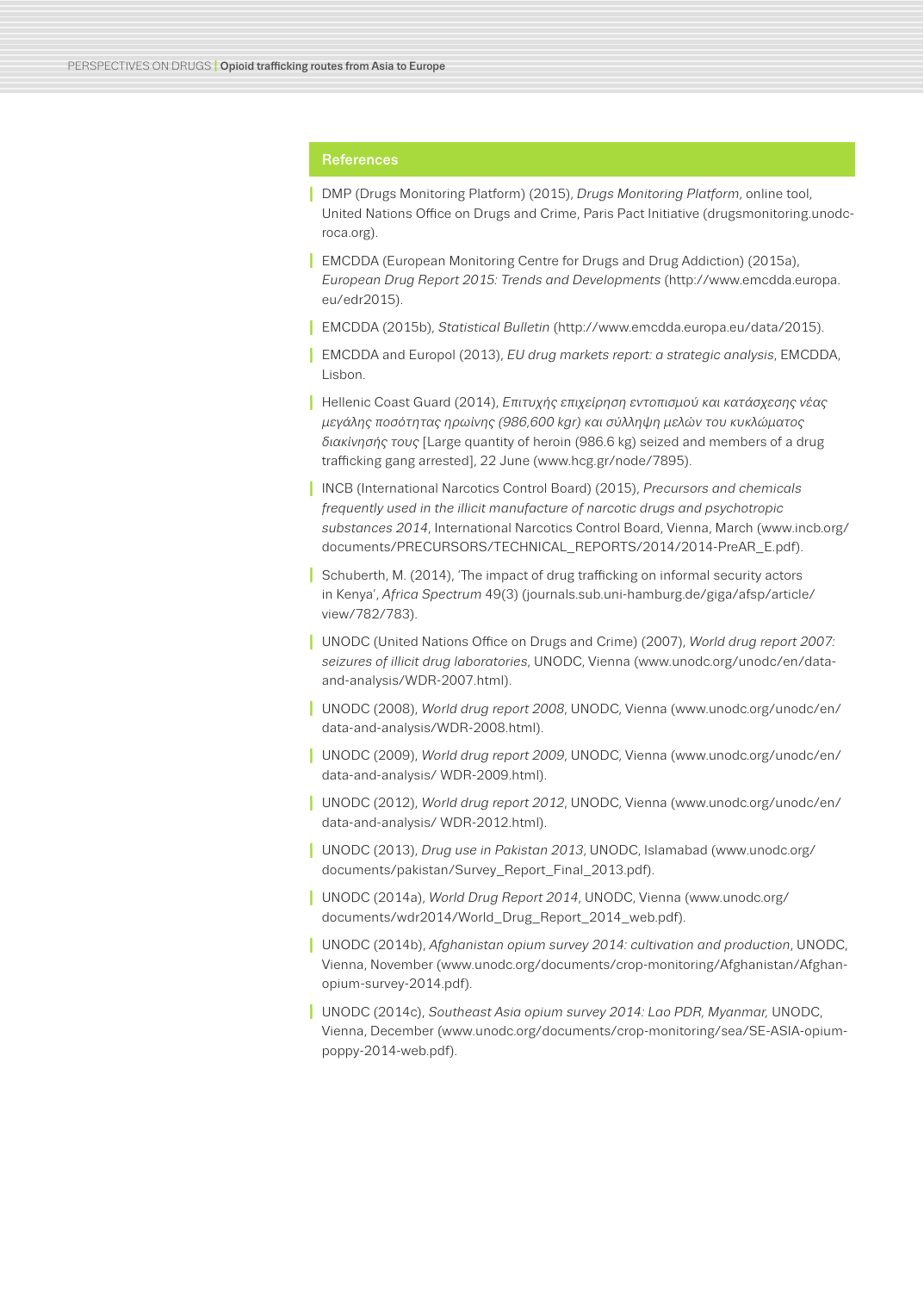## References

- DMP (Drugs Monitoring Platform) (2015), *Drugs Monitoring Platform*, online tool, United Nations Office on Drugs and Crime, Paris Pact Initiative (drugsmonitoring.unodc-roca.org).
- EMCDDA (European Monitoring Centre for Drugs and Drug Addiction) (2015a), *European Drug Report 2015: Trends and Developments* (http://www.emcdda.europa.eu/edr2015).
- EMCDDA (2015b), *Statistical Bulletin* (http://www.emcdda.europa.eu/data/2015).
- EMCDDA and Europol (2013), *EU drug markets report: a strategic analysis*, EMCDDA, Lisbon.
- Hellenic Coast Guard (2014), *Επιτυχής επιχείρηση εντοπισμού και κατάσχεσης νέας μεγάλης ποσότητας ηρωίνης (986,600 kgr) και σύλληψη μελών του κυκλώματος διακίνησής τους* [Large quantity of heroin (986.6 kg) seized and members of a drug trafficking gang arrested], 22 June (www.hcg.gr/node/7895).
- INCB (International Narcotics Control Board) (2015), *Precursors and chemicals frequently used in the illicit manufacture of narcotic drugs and psychotropic substances 2014*, International Narcotics Control Board, Vienna, March (www.incb.org/documents/PRECURSORS/TECHNICAL_REPORTS/2014/2014-PreAR_E.pdf).
- Schuberth, M. (2014), 'The impact of drug trafficking on informal security actors in Kenya', *Africa Spectrum* 49(3) (journals.sub.uni-hamburg.de/giga/afsp/article/view/782/783).
- UNODC (United Nations Office on Drugs and Crime) (2007), *World drug report 2007: seizures of illicit drug laboratories*, UNODC, Vienna (www.unodc.org/unodc/en/data-and-analysis/WDR-2007.html).
- UNODC (2008), *World drug report 2008*, UNODC, Vienna (www.unodc.org/unodc/en/data-and-analysis/WDR-2008.html).
- UNODC (2009), *World drug report 2009*, UNODC, Vienna (www.unodc.org/unodc/en/data-and-analysis/ WDR-2009.html).
- UNODC (2012), *World drug report 2012*, UNODC, Vienna (www.unodc.org/unodc/en/data-and-analysis/ WDR-2012.html).
- UNODC (2013), *Drug use in Pakistan 2013*, UNODC, Islamabad (www.unodc.org/documents/pakistan/Survey_Report_Final_2013.pdf).
- UNODC (2014a), *World Drug Report 2014*, UNODC, Vienna (www.unodc.org/documents/wdr2014/World_Drug_Report_2014_web.pdf).
- UNODC (2014b), *Afghanistan opium survey 2014: cultivation and production*, UNODC, Vienna, November (www.unodc.org/documents/crop-monitoring/Afghanistan/Afghan-opium-survey-2014.pdf).
- UNODC (2014c), *Southeast Asia opium survey 2014: Lao PDR, Myanmar,* UNODC, Vienna, December (www.unodc.org/documents/crop-monitoring/sea/SE-ASIA-opium-poppy-2014-web.pdf).